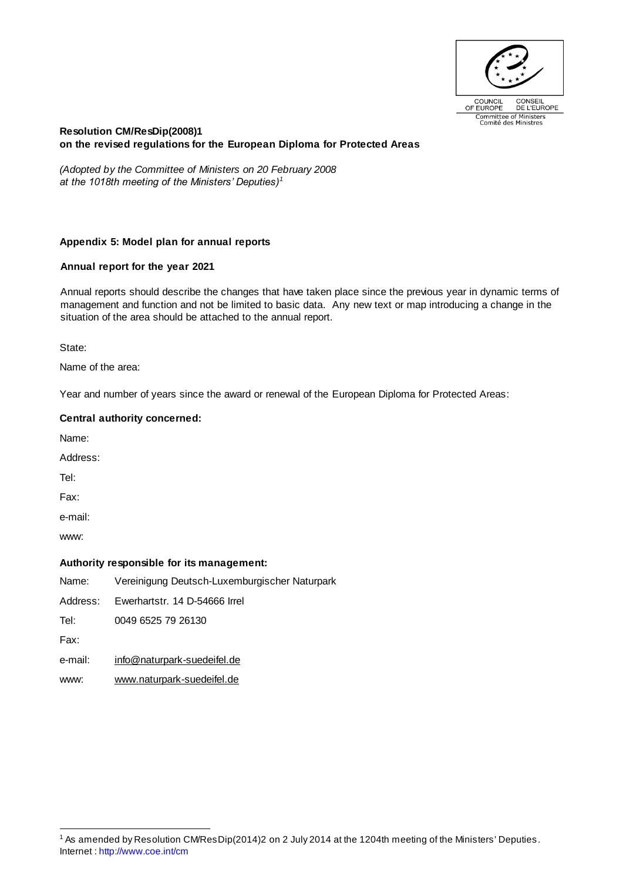COUNCIL OF EUROPE — CONSEIL DE L'EUROPE
Committee of Ministers — Comité des Ministres

**Resolution CM/ResDip(2008)1**
**on the revised regulations for the European Diploma for Protected Areas**

*(Adopted by the Committee of Ministers on 20 February 2008 at the 1018th meeting of the Ministers' Deputies)*[1]

**Appendix 5: Model plan for annual reports**

**Annual report for the year 2021**

Annual reports should describe the changes that have taken place since the previous year in dynamic terms of management and function and not be limited to basic data. Any new text or map introducing a change in the situation of the area should be attached to the annual report.

State:

Name of the area:

Year and number of years since the award or renewal of the European Diploma for Protected Areas:

**Central authority concerned:**

Name:

Address:

Tel:

Fax:

e-mail:

www:

**Authority responsible for its management:**

Name: Vereinigung Deutsch-Luxemburgischer Naturpark

Address: Ewerhartstr. 14 D-54666 Irrel

Tel: 0049 6525 79 26130

Fax:

e-mail: info@naturpark-suedeifel.de

www: www.naturpark-suedeifel.de

[1] As amended by Resolution CM/ResDip(2014)2 on 2 July 2014 at the 1204th meeting of the Ministers' Deputies.
Internet : http://www.coe.int/cm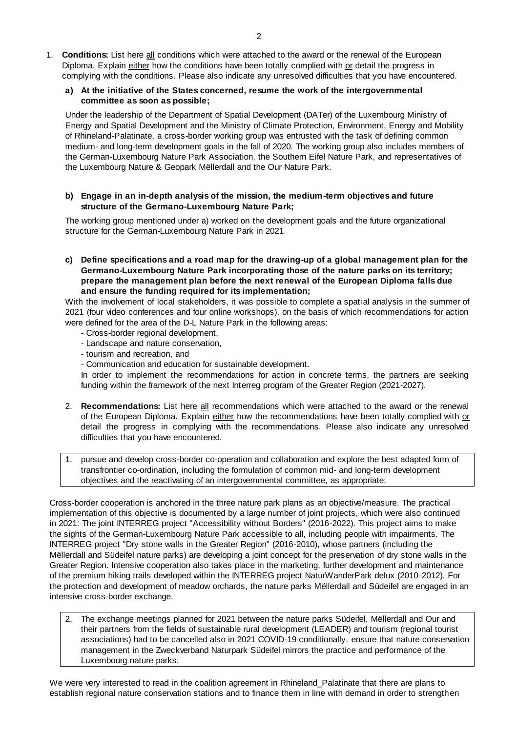1. **Conditions:** List here all conditions which were attached to the award or the renewal of the European Diploma. Explain either how the conditions have been totally complied with or detail the progress in complying with the conditions. Please also indicate any unresolved difficulties that you have encountered.

**a) At the initiative of the States concerned, resume the work of the intergovernmental committee as soon as possible;**

Under the leadership of the Department of Spatial Development (DATer) of the Luxembourg Ministry of Energy and Spatial Development and the Ministry of Climate Protection, Environment, Energy and Mobility of Rhineland-Palatinate, a cross-border working group was entrusted with the task of defining common medium- and long-term development goals in the fall of 2020. The working group also includes members of the German-Luxembourg Nature Park Association, the Southern Eifel Nature Park, and representatives of the Luxembourg Nature & Geopark Mëllerdall and the Our Nature Park.

**b) Engage in an in-depth analysis of the mission, the medium-term objectives and future structure of the Germano-Luxembourg Nature Park;**

The working group mentioned under a) worked on the development goals and the future organizational structure for the German-Luxembourg Nature Park in 2021

**c) Define specifications and a road map for the drawing-up of a global management plan for the Germano-Luxembourg Nature Park incorporating those of the nature parks on its territory; prepare the management plan before the next renewal of the European Diploma falls due and ensure the funding required for its implementation;**

With the involvement of local stakeholders, it was possible to complete a spatial analysis in the summer of 2021 (four video conferences and four online workshops), on the basis of which recommendations for action were defined for the area of the D-L Nature Park in the following areas:

- Cross-border regional development,
- Landscape and nature conservation,
- tourism and recreation, and
- Communication and education for sustainable development.

In order to implement the recommendations for action in concrete terms, the partners are seeking funding within the framework of the next Interreg program of the Greater Region (2021-2027).

2. **Recommendations:** List here all recommendations which were attached to the award or the renewal of the European Diploma. Explain either how the recommendations have been totally complied with or detail the progress in complying with the recommendations. Please also indicate any unresolved difficulties that you have encountered.

1. pursue and develop cross-border co-operation and collaboration and explore the best adapted form of transfrontier co-ordination, including the formulation of common mid- and long-term development objectives and the reactivating of an intergovernmental committee, as appropriate;

Cross-border cooperation is anchored in the three nature park plans as an objective/measure. The practical implementation of this objective is documented by a large number of joint projects, which were also continued in 2021: The joint INTERREG project "Accessibility without Borders" (2016-2022). This project aims to make the sights of the German-Luxembourg Nature Park accessible to all, including people with impairments. The INTERREG project "Dry stone walls in the Greater Region" (2016-2010), whose partners (including the Mëllerdall and Südeifel nature parks) are developing a joint concept for the preservation of dry stone walls in the Greater Region. Intensive cooperation also takes place in the marketing, further development and maintenance of the premium hiking trails developed within the INTERREG project NaturWanderPark delux (2010-2012). For the protection and development of meadow orchards, the nature parks Mëllerdall and Südeifel are engaged in an intensive cross-border exchange.

2. The exchange meetings planned for 2021 between the nature parks Südeifel, Mëllerdall and Our and their partners from the fields of sustainable rural development (LEADER) and tourism (regional tourist associations) had to be cancelled also in 2021 COVID-19 conditionally. ensure that nature conservation management in the Zweckverband Naturpark Südeifel mirrors the practice and performance of the Luxembourg nature parks;

We were very interested to read in the coalition agreement in Rhineland_Palatinate that there are plans to establish regional nature conservation stations and to finance them in line with demand in order to strengthen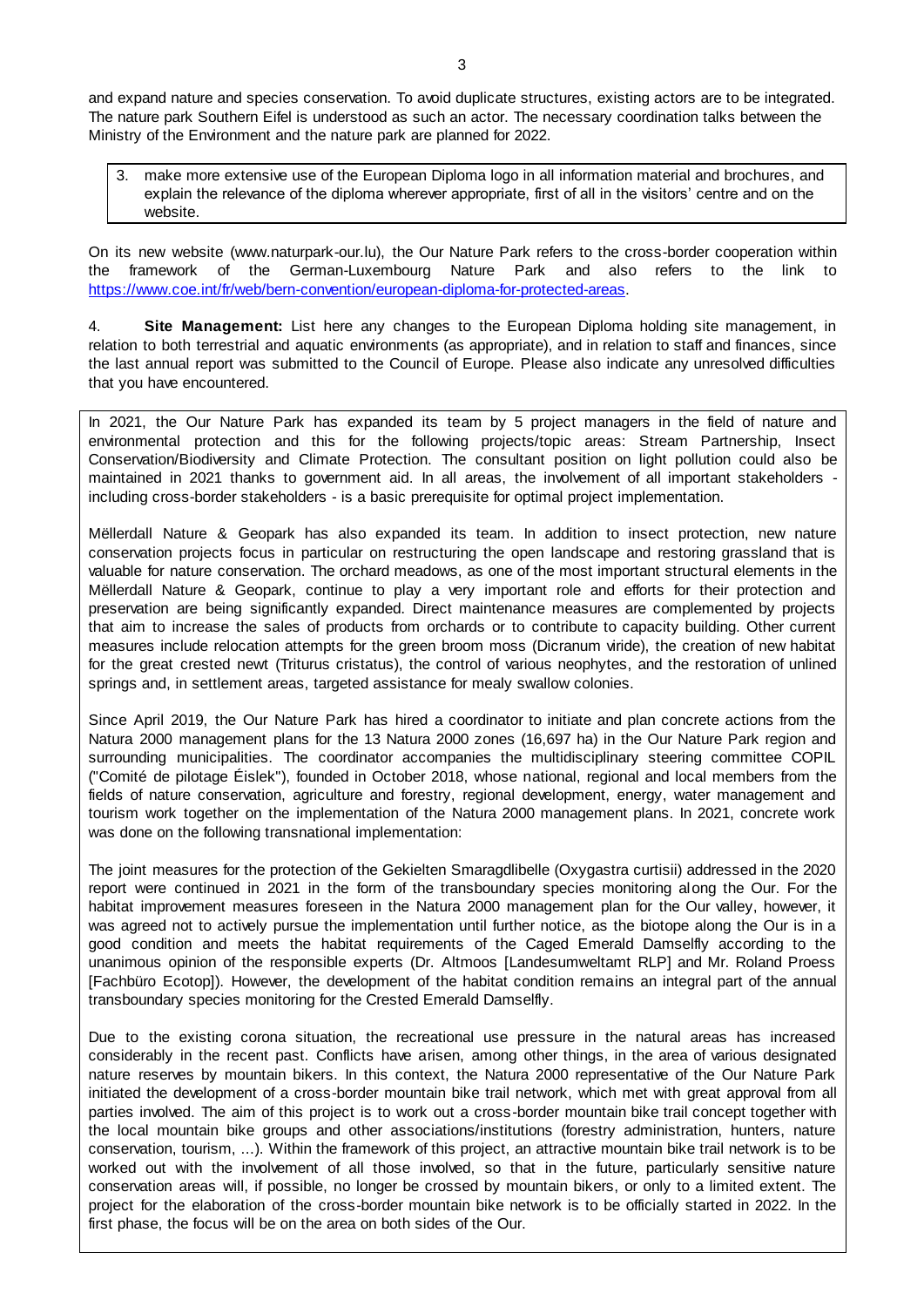and expand nature and species conservation. To avoid duplicate structures, existing actors are to be integrated. The nature park Southern Eifel is understood as such an actor. The necessary coordination talks between the Ministry of the Environment and the nature park are planned for 2022.

3. make more extensive use of the European Diploma logo in all information material and brochures, and explain the relevance of the diploma wherever appropriate, first of all in the visitors' centre and on the website.

On its new website (www.naturpark-our.lu), the Our Nature Park refers to the cross-border cooperation within the framework of the German-Luxembourg Nature Park and also refers to the link to https://www.coe.int/fr/web/bern-convention/european-diploma-for-protected-areas.

4. **Site Management:** List here any changes to the European Diploma holding site management, in relation to both terrestrial and aquatic environments (as appropriate), and in relation to staff and finances, since the last annual report was submitted to the Council of Europe. Please also indicate any unresolved difficulties that you have encountered.

In 2021, the Our Nature Park has expanded its team by 5 project managers in the field of nature and environmental protection and this for the following projects/topic areas: Stream Partnership, Insect Conservation/Biodiversity and Climate Protection. The consultant position on light pollution could also be maintained in 2021 thanks to government aid. In all areas, the involvement of all important stakeholders - including cross-border stakeholders - is a basic prerequisite for optimal project implementation.

Mëllerdall Nature & Geopark has also expanded its team. In addition to insect protection, new nature conservation projects focus in particular on restructuring the open landscape and restoring grassland that is valuable for nature conservation. The orchard meadows, as one of the most important structural elements in the Mëllerdall Nature & Geopark, continue to play a very important role and efforts for their protection and preservation are being significantly expanded. Direct maintenance measures are complemented by projects that aim to increase the sales of products from orchards or to contribute to capacity building. Other current measures include relocation attempts for the green broom moss (Dicranum viride), the creation of new habitat for the great crested newt (Triturus cristatus), the control of various neophytes, and the restoration of unlined springs and, in settlement areas, targeted assistance for mealy swallow colonies.

Since April 2019, the Our Nature Park has hired a coordinator to initiate and plan concrete actions from the Natura 2000 management plans for the 13 Natura 2000 zones (16,697 ha) in the Our Nature Park region and surrounding municipalities. The coordinator accompanies the multidisciplinary steering committee COPIL ("Comité de pilotage Éislek"), founded in October 2018, whose national, regional and local members from the fields of nature conservation, agriculture and forestry, regional development, energy, water management and tourism work together on the implementation of the Natura 2000 management plans. In 2021, concrete work was done on the following transnational implementation:

The joint measures for the protection of the Gekielten Smaragdlibelle (Oxygastra curtisii) addressed in the 2020 report were continued in 2021 in the form of the transboundary species monitoring along the Our. For the habitat improvement measures foreseen in the Natura 2000 management plan for the Our valley, however, it was agreed not to actively pursue the implementation until further notice, as the biotope along the Our is in a good condition and meets the habitat requirements of the Caged Emerald Damselfly according to the unanimous opinion of the responsible experts (Dr. Altmoos [Landesumweltamt RLP] and Mr. Roland Proess [Fachbüro Ecotop]). However, the development of the habitat condition remains an integral part of the annual transboundary species monitoring for the Crested Emerald Damselfly.

Due to the existing corona situation, the recreational use pressure in the natural areas has increased considerably in the recent past. Conflicts have arisen, among other things, in the area of various designated nature reserves by mountain bikers. In this context, the Natura 2000 representative of the Our Nature Park initiated the development of a cross-border mountain bike trail network, which met with great approval from all parties involved. The aim of this project is to work out a cross-border mountain bike trail concept together with the local mountain bike groups and other associations/institutions (forestry administration, hunters, nature conservation, tourism, ...). Within the framework of this project, an attractive mountain bike trail network is to be worked out with the involvement of all those involved, so that in the future, particularly sensitive nature conservation areas will, if possible, no longer be crossed by mountain bikers, or only to a limited extent. The project for the elaboration of the cross-border mountain bike network is to be officially started in 2022. In the first phase, the focus will be on the area on both sides of the Our.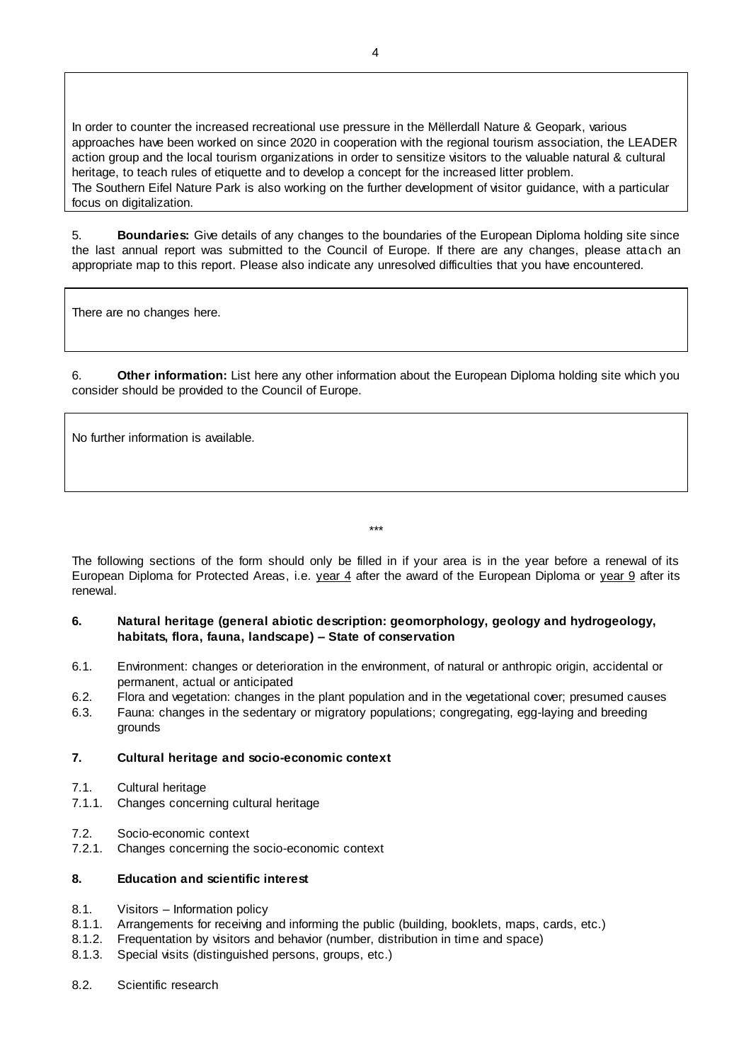In order to counter the increased recreational use pressure in the Mëllerdall Nature & Geopark, various approaches have been worked on since 2020 in cooperation with the regional tourism association, the LEADER action group and the local tourism organizations in order to sensitize visitors to the valuable natural & cultural heritage, to teach rules of etiquette and to develop a concept for the increased litter problem.
The Southern Eifel Nature Park is also working on the further development of visitor guidance, with a particular focus on digitalization.

5. **Boundaries:** Give details of any changes to the boundaries of the European Diploma holding site since the last annual report was submitted to the Council of Europe. If there are any changes, please attach an appropriate map to this report. Please also indicate any unresolved difficulties that you have encountered.

There are no changes here.

6. **Other information:** List here any other information about the European Diploma holding site which you consider should be provided to the Council of Europe.

No further information is available.

\*\*\*

The following sections of the form should only be filled in if your area is in the year before a renewal of its European Diploma for Protected Areas, i.e. year 4 after the award of the European Diploma or year 9 after its renewal.

**6. Natural heritage (general abiotic description: geomorphology, geology and hydrogeology, habitats, flora, fauna, landscape) – State of conservation**

6.1. Environment: changes or deterioration in the environment, of natural or anthropic origin, accidental or permanent, actual or anticipated
6.2. Flora and vegetation: changes in the plant population and in the vegetational cover; presumed causes
6.3. Fauna: changes in the sedentary or migratory populations; congregating, egg-laying and breeding grounds

**7. Cultural heritage and socio-economic context**

7.1. Cultural heritage
7.1.1. Changes concerning cultural heritage

7.2. Socio-economic context
7.2.1. Changes concerning the socio-economic context

**8. Education and scientific interest**

8.1. Visitors – Information policy
8.1.1. Arrangements for receiving and informing the public (building, booklets, maps, cards, etc.)
8.1.2. Frequentation by visitors and behavior (number, distribution in time and space)
8.1.3. Special visits (distinguished persons, groups, etc.)

8.2. Scientific research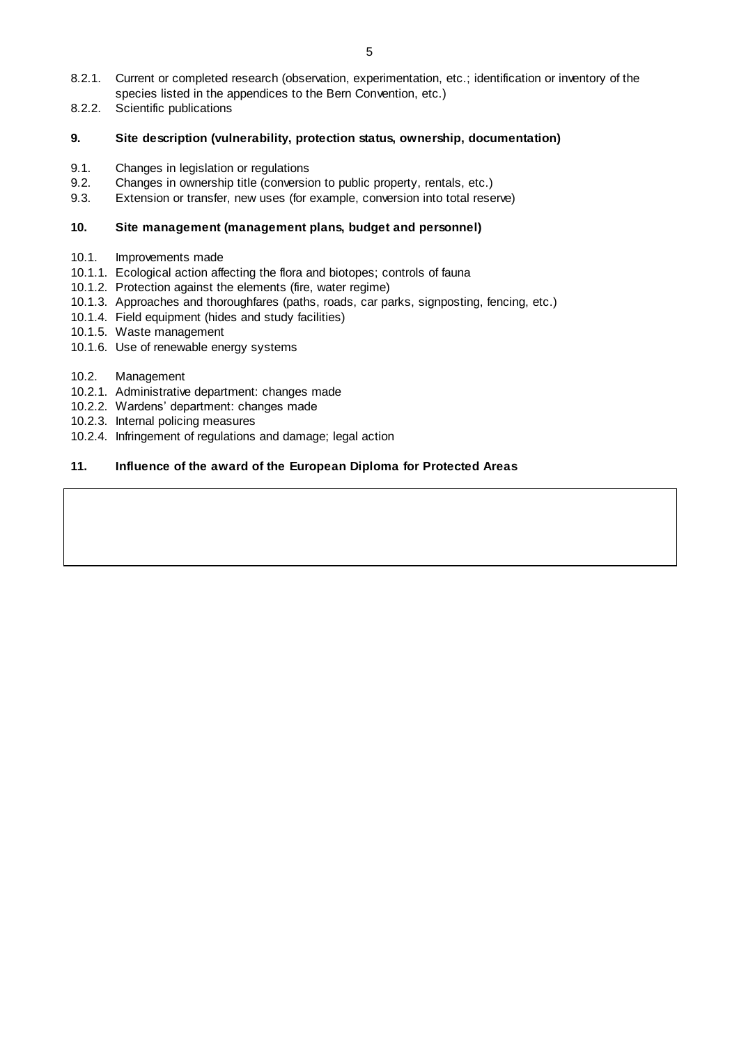8.2.1. Current or completed research (observation, experimentation, etc.; identification or inventory of the species listed in the appendices to the Bern Convention, etc.)

8.2.2. Scientific publications

## 9. Site description (vulnerability, protection status, ownership, documentation)

9.1. Changes in legislation or regulations

9.2. Changes in ownership title (conversion to public property, rentals, etc.)

9.3. Extension or transfer, new uses (for example, conversion into total reserve)

## 10. Site management (management plans, budget and personnel)

10.1. Improvements made

10.1.1. Ecological action affecting the flora and biotopes; controls of fauna

10.1.2. Protection against the elements (fire, water regime)

10.1.3. Approaches and thoroughfares (paths, roads, car parks, signposting, fencing, etc.)

10.1.4. Field equipment (hides and study facilities)

10.1.5. Waste management

10.1.6. Use of renewable energy systems

10.2. Management

10.2.1. Administrative department: changes made

10.2.2. Wardens' department: changes made

10.2.3. Internal policing measures

10.2.4. Infringement of regulations and damage; legal action

## 11. Influence of the award of the European Diploma for Protected Areas